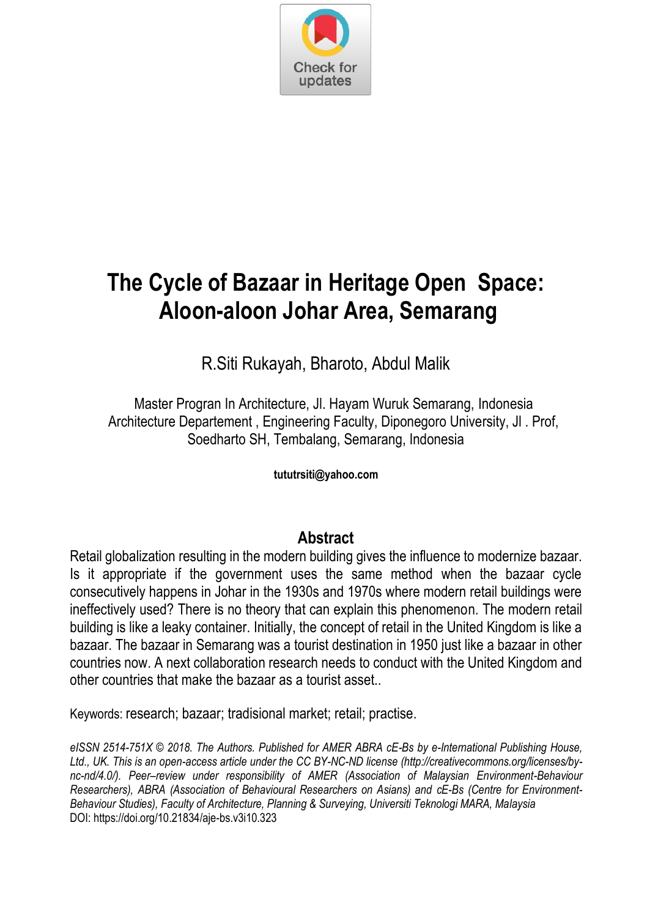# The Cycle of Bazaar in Heritage Open Space: Aloon-aloon Johar Area, Semarang

R.Siti Rukayah, Bharoto, Abdul Malik

Master Progran In Architecture, Jl. Hayam Wuruk Semarang, Indonesia
Architecture Departement , Engineering Faculty, Diponegoro University, Jl . Prof, Soedharto SH, Tembalang, Semarang, Indonesia

**tututrsiti@yahoo.com**

## Abstract

Retail globalization resulting in the modern building gives the influence to modernize bazaar. Is it appropriate if the government uses the same method when the bazaar cycle consecutively happens in Johar in the 1930s and 1970s where modern retail buildings were ineffectively used? There is no theory that can explain this phenomenon. The modern retail building is like a leaky container. Initially, the concept of retail in the United Kingdom is like a bazaar. The bazaar in Semarang was a tourist destination in 1950 just like a bazaar in other countries now. A next collaboration research needs to conduct with the United Kingdom and other countries that make the bazaar as a tourist asset..

Keywords: research; bazaar; tradisional market; retail; practise.

*eISSN 2514-751X © 2018. The Authors. Published for AMER ABRA cE-Bs by e-International Publishing House, Ltd., UK. This is an open-access article under the CC BY-NC-ND license (http://creativecommons.org/licenses/by-nc-nd/4.0/). Peer–review under responsibility of AMER (Association of Malaysian Environment-Behaviour Researchers), ABRA (Association of Behavioural Researchers on Asians) and cE-Bs (Centre for Environment-Behaviour Studies), Faculty of Architecture, Planning & Surveying, Universiti Teknologi MARA, Malaysia*
DOI: https://doi.org/10.21834/aje-bs.v3i10.323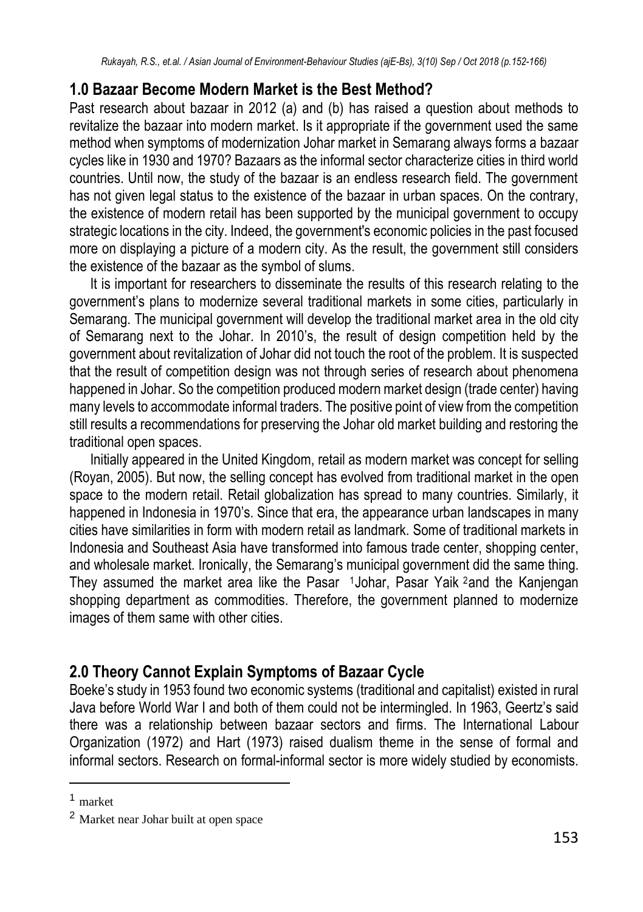## 1.0 Bazaar Become Modern Market is the Best Method?

Past research about bazaar in 2012 (a) and (b) has raised a question about methods to revitalize the bazaar into modern market. Is it appropriate if the government used the same method when symptoms of modernization Johar market in Semarang always forms a bazaar cycles like in 1930 and 1970? Bazaars as the informal sector characterize cities in third world countries. Until now, the study of the bazaar is an endless research field. The government has not given legal status to the existence of the bazaar in urban spaces. On the contrary, the existence of modern retail has been supported by the municipal government to occupy strategic locations in the city. Indeed, the government's economic policies in the past focused more on displaying a picture of a modern city. As the result, the government still considers the existence of the bazaar as the symbol of slums.

It is important for researchers to disseminate the results of this research relating to the government's plans to modernize several traditional markets in some cities, particularly in Semarang. The municipal government will develop the traditional market area in the old city of Semarang next to the Johar. In 2010's, the result of design competition held by the government about revitalization of Johar did not touch the root of the problem. It is suspected that the result of competition design was not through series of research about phenomena happened in Johar. So the competition produced modern market design (trade center) having many levels to accommodate informal traders. The positive point of view from the competition still results a recommendations for preserving the Johar old market building and restoring the traditional open spaces.

Initially appeared in the United Kingdom, retail as modern market was concept for selling (Royan, 2005). But now, the selling concept has evolved from traditional market in the open space to the modern retail. Retail globalization has spread to many countries. Similarly, it happened in Indonesia in 1970's. Since that era, the appearance urban landscapes in many cities have similarities in form with modern retail as landmark. Some of traditional markets in Indonesia and Southeast Asia have transformed into famous trade center, shopping center, and wholesale market. Ironically, the Semarang's municipal government did the same thing. They assumed the market area like the Pasar [1] Johar, Pasar Yaik [2] and the Kanjengan shopping department as commodities. Therefore, the government planned to modernize images of them same with other cities.

## 2.0 Theory Cannot Explain Symptoms of Bazaar Cycle

Boeke's study in 1953 found two economic systems (traditional and capitalist) existed in rural Java before World War I and both of them could not be intermingled. In 1963, Geertz's said there was a relationship between bazaar sectors and firms. The International Labour Organization (1972) and Hart (1973) raised dualism theme in the sense of formal and informal sectors. Research on formal-informal sector is more widely studied by economists.

---

[1] market

[2] Market near Johar built at open space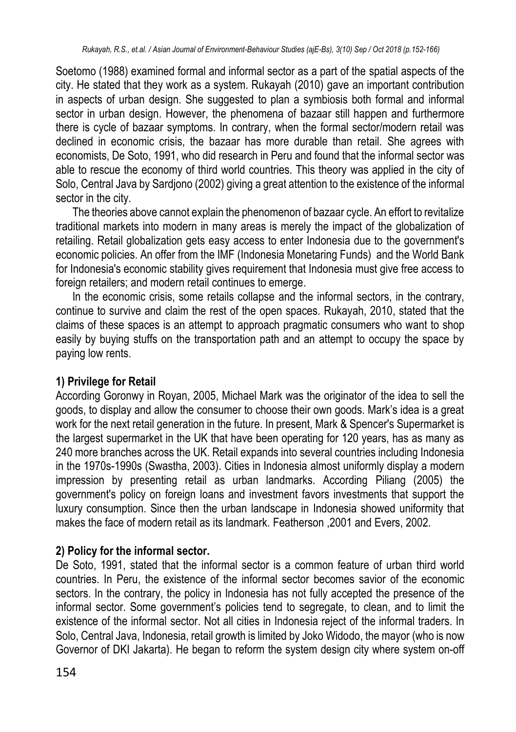Soetomo (1988) examined formal and informal sector as a part of the spatial aspects of the city. He stated that they work as a system. Rukayah (2010) gave an important contribution in aspects of urban design. She suggested to plan a symbiosis both formal and informal sector in urban design. However, the phenomena of bazaar still happen and furthermore there is cycle of bazaar symptoms. In contrary, when the formal sector/modern retail was declined in economic crisis, the bazaar has more durable than retail. She agrees with economists, De Soto, 1991, who did research in Peru and found that the informal sector was able to rescue the economy of third world countries. This theory was applied in the city of Solo, Central Java by Sardjono (2002) giving a great attention to the existence of the informal sector in the city.

The theories above cannot explain the phenomenon of bazaar cycle. An effort to revitalize traditional markets into modern in many areas is merely the impact of the globalization of retailing. Retail globalization gets easy access to enter Indonesia due to the government's economic policies. An offer from the IMF (Indonesia Monetaring Funds) and the World Bank for Indonesia's economic stability gives requirement that Indonesia must give free access to foreign retailers; and modern retail continues to emerge.

In the economic crisis, some retails collapse and the informal sectors, in the contrary, continue to survive and claim the rest of the open spaces. Rukayah, 2010, stated that the claims of these spaces is an attempt to approach pragmatic consumers who want to shop easily by buying stuffs on the transportation path and an attempt to occupy the space by paying low rents.

**1) Privilege for Retail**

According Goronwy in Royan, 2005, Michael Mark was the originator of the idea to sell the goods, to display and allow the consumer to choose their own goods. Mark's idea is a great work for the next retail generation in the future. In present, Mark & Spencer's Supermarket is the largest supermarket in the UK that have been operating for 120 years, has as many as 240 more branches across the UK. Retail expands into several countries including Indonesia in the 1970s-1990s (Swastha, 2003). Cities in Indonesia almost uniformly display a modern impression by presenting retail as urban landmarks. According Piliang (2005) the government's policy on foreign loans and investment favors investments that support the luxury consumption. Since then the urban landscape in Indonesia showed uniformity that makes the face of modern retail as its landmark. Featherson ,2001 and Evers, 2002.

**2) Policy for the informal sector.**

De Soto, 1991, stated that the informal sector is a common feature of urban third world countries. In Peru, the existence of the informal sector becomes savior of the economic sectors. In the contrary, the policy in Indonesia has not fully accepted the presence of the informal sector. Some government's policies tend to segregate, to clean, and to limit the existence of the informal sector. Not all cities in Indonesia reject of the informal traders. In Solo, Central Java, Indonesia, retail growth is limited by Joko Widodo, the mayor (who is now Governor of DKI Jakarta). He began to reform the system design city where system on-off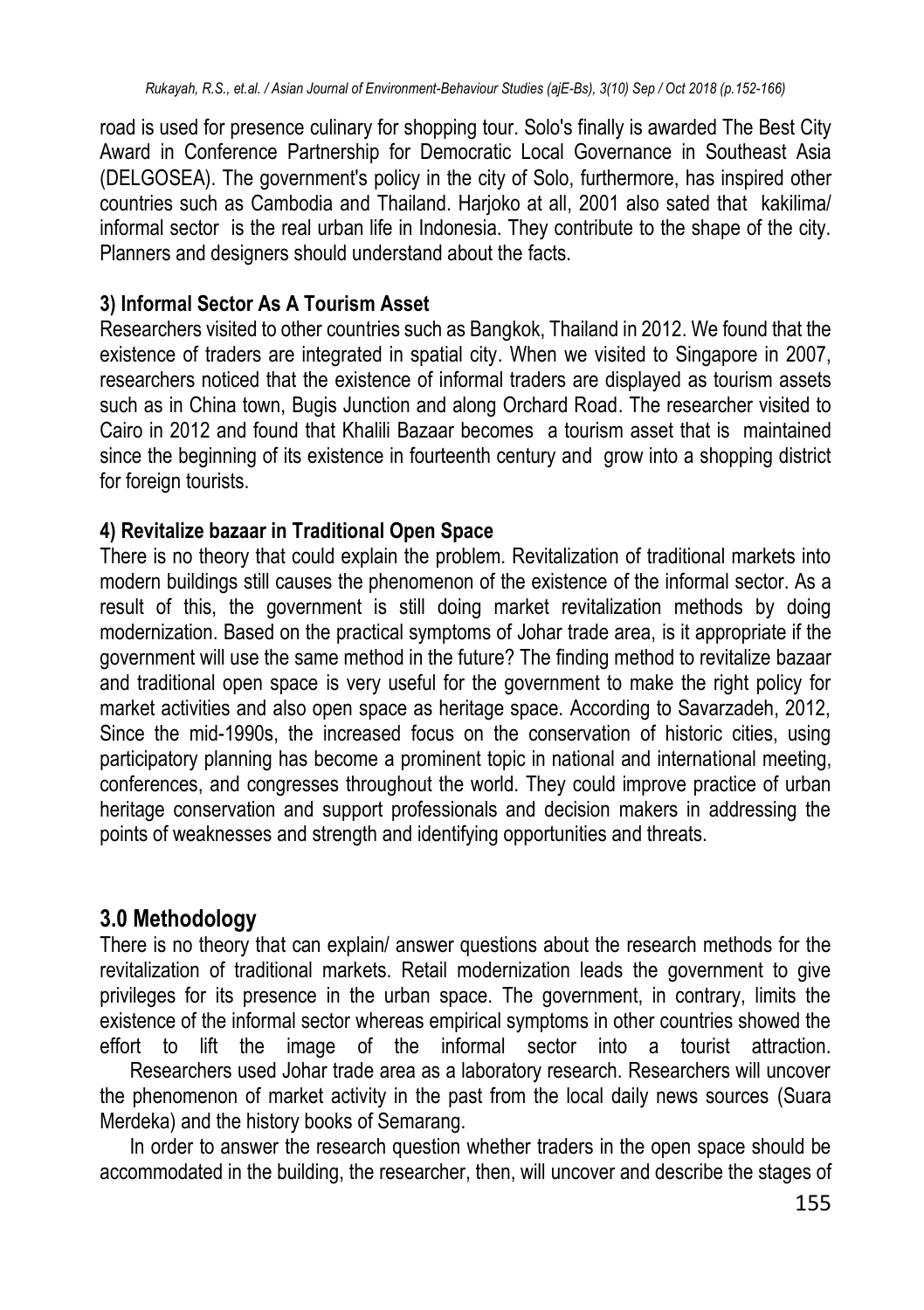road is used for presence culinary for shopping tour. Solo's finally is awarded The Best City Award in Conference Partnership for Democratic Local Governance in Southeast Asia (DELGOSEA). The government's policy in the city of Solo, furthermore, has inspired other countries such as Cambodia and Thailand. Harjoko at all, 2001 also sated that kakilima/ informal sector is the real urban life in Indonesia. They contribute to the shape of the city. Planners and designers should understand about the facts.

### 3) Informal Sector As A Tourism Asset

Researchers visited to other countries such as Bangkok, Thailand in 2012. We found that the existence of traders are integrated in spatial city. When we visited to Singapore in 2007, researchers noticed that the existence of informal traders are displayed as tourism assets such as in China town, Bugis Junction and along Orchard Road. The researcher visited to Cairo in 2012 and found that Khalili Bazaar becomes a tourism asset that is maintained since the beginning of its existence in fourteenth century and grow into a shopping district for foreign tourists.

### 4) Revitalize bazaar in Traditional Open Space

There is no theory that could explain the problem. Revitalization of traditional markets into modern buildings still causes the phenomenon of the existence of the informal sector. As a result of this, the government is still doing market revitalization methods by doing modernization. Based on the practical symptoms of Johar trade area, is it appropriate if the government will use the same method in the future? The finding method to revitalize bazaar and traditional open space is very useful for the government to make the right policy for market activities and also open space as heritage space. According to Savarzadeh, 2012, Since the mid-1990s, the increased focus on the conservation of historic cities, using participatory planning has become a prominent topic in national and international meeting, conferences, and congresses throughout the world. They could improve practice of urban heritage conservation and support professionals and decision makers in addressing the points of weaknesses and strength and identifying opportunities and threats.

## 3.0 Methodology

There is no theory that can explain/ answer questions about the research methods for the revitalization of traditional markets. Retail modernization leads the government to give privileges for its presence in the urban space. The government, in contrary, limits the existence of the informal sector whereas empirical symptoms in other countries showed the effort to lift the image of the informal sector into a tourist attraction.

Researchers used Johar trade area as a laboratory research. Researchers will uncover the phenomenon of market activity in the past from the local daily news sources (Suara Merdeka) and the history books of Semarang.

In order to answer the research question whether traders in the open space should be accommodated in the building, the researcher, then, will uncover and describe the stages of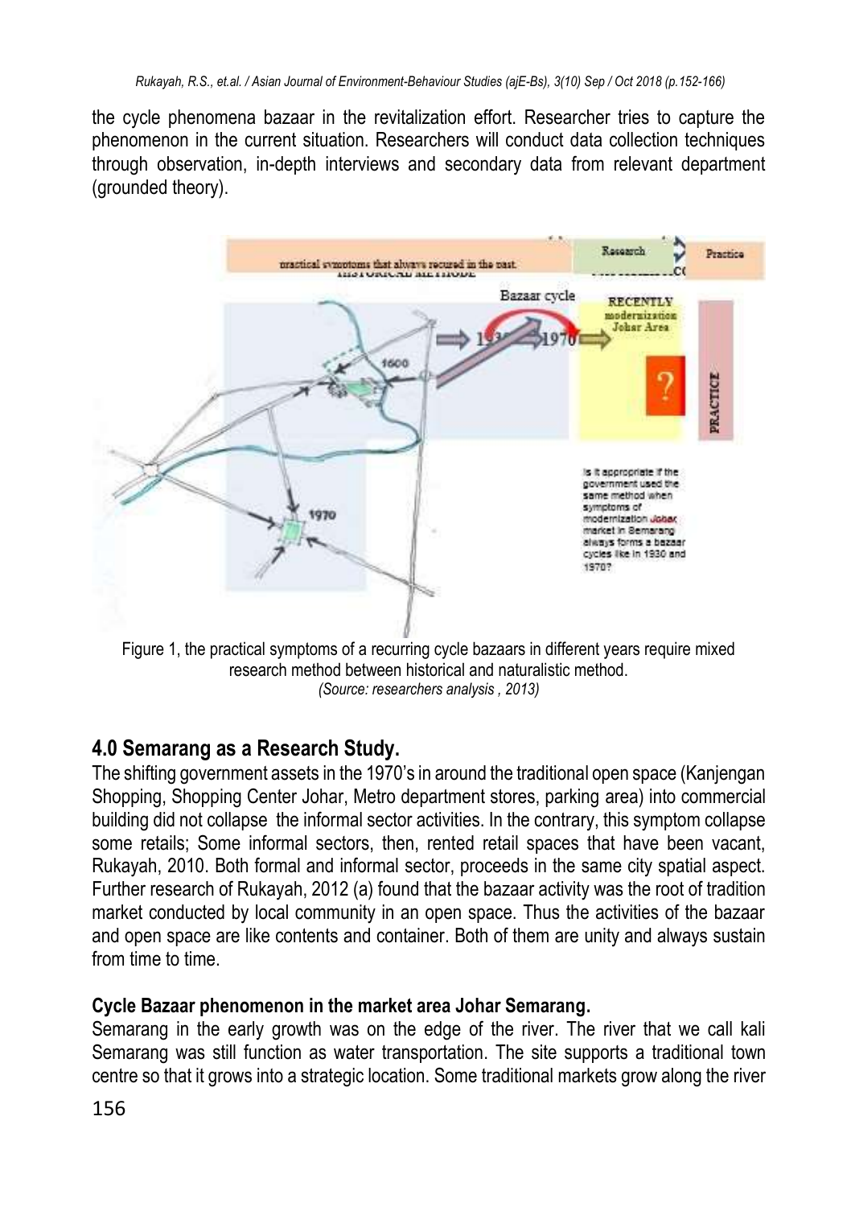the cycle phenomena bazaar in the revitalization effort. Researcher tries to capture the phenomenon in the current situation. Researchers will conduct data collection techniques through observation, in-depth interviews and secondary data from relevant department (grounded theory).

Figure 1, the practical symptoms of a recurring cycle bazaars in different years require mixed research method between historical and naturalistic method.
*(Source: researchers analysis , 2013)*

## 4.0 Semarang as a Research Study.

The shifting government assets in the 1970's in around the traditional open space (Kanjengan Shopping, Shopping Center Johar, Metro department stores, parking area) into commercial building did not collapse the informal sector activities. In the contrary, this symptom collapse some retails; Some informal sectors, then, rented retail spaces that have been vacant, Rukayah, 2010. Both formal and informal sector, proceeds in the same city spatial aspect. Further research of Rukayah, 2012 (a) found that the bazaar activity was the root of tradition market conducted by local community in an open space. Thus the activities of the bazaar and open space are like contents and container. Both of them are unity and always sustain from time to time.

### Cycle Bazaar phenomenon in the market area Johar Semarang.

Semarang in the early growth was on the edge of the river. The river that we call kali Semarang was still function as water transportation. The site supports a traditional town centre so that it grows into a strategic location. Some traditional markets grow along the river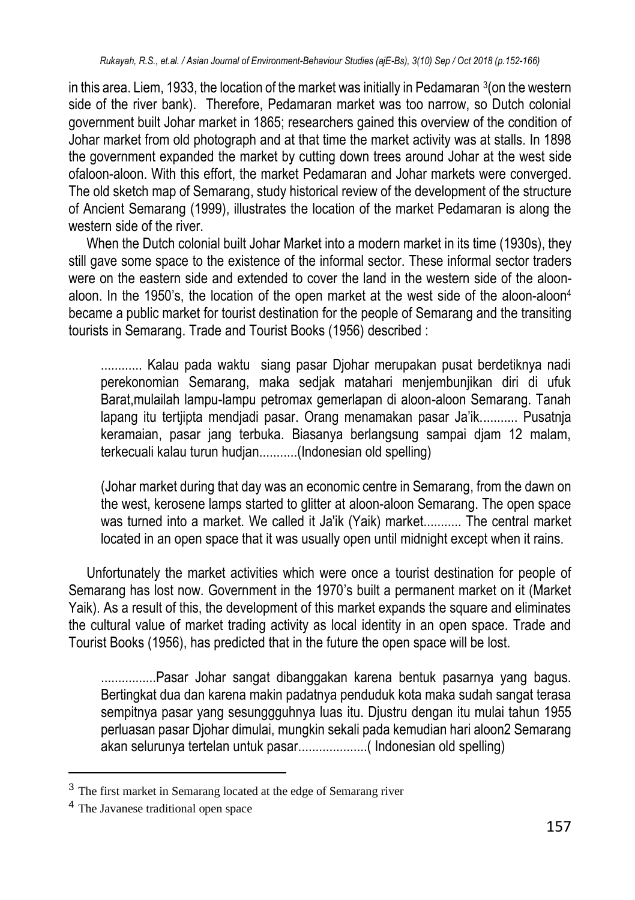in this area. Liem, 1933, the location of the market was initially in Pedamaran [3](on the western side of the river bank). Therefore, Pedamaran market was too narrow, so Dutch colonial government built Johar market in 1865; researchers gained this overview of the condition of Johar market from old photograph and at that time the market activity was at stalls. In 1898 the government expanded the market by cutting down trees around Johar at the west side ofaloon-aloon. With this effort, the market Pedamaran and Johar markets were converged. The old sketch map of Semarang, study historical review of the development of the structure of Ancient Semarang (1999), illustrates the location of the market Pedamaran is along the western side of the river.

When the Dutch colonial built Johar Market into a modern market in its time (1930s), they still gave some space to the existence of the informal sector. These informal sector traders were on the eastern side and extended to cover the land in the western side of the aloon-aloon. In the 1950's, the location of the open market at the west side of the aloon-aloon[4] became a public market for tourist destination for the people of Semarang and the transiting tourists in Semarang. Trade and Tourist Books (1956) described :

> ............ Kalau pada waktu siang pasar Djohar merupakan pusat berdetiknya nadi perekonomian Semarang, maka sedjak matahari menjembunjikan diri di ufuk Barat,mulailah lampu-lampu petromax gemerlapan di aloon-aloon Semarang. Tanah lapang itu tertjipta mendjadi pasar. Orang menamakan pasar Ja'ik........... Pusatnja keramaian, pasar jang terbuka. Biasanya berlangsung sampai djam 12 malam, terkecuali kalau turun hudjan...........(Indonesian old spelling)
>
> (Johar market during that day was an economic centre in Semarang, from the dawn on the west, kerosene lamps started to glitter at aloon-aloon Semarang. The open space was turned into a market. We called it Ja'ik (Yaik) market........... The central market located in an open space that it was usually open until midnight except when it rains.

Unfortunately the market activities which were once a tourist destination for people of Semarang has lost now. Government in the 1970's built a permanent market on it (Market Yaik). As a result of this, the development of this market expands the square and eliminates the cultural value of market trading activity as local identity in an open space. Trade and Tourist Books (1956), has predicted that in the future the open space will be lost.

> ................Pasar Johar sangat dibanggakan karena bentuk pasarnya yang bagus. Bertingkat dua dan karena makin padatnya penduduk kota maka sudah sangat terasa sempitnya pasar yang sesunggguhnya luas itu. Djustru dengan itu mulai tahun 1955 perluasan pasar Djohar dimulai, mungkin sekali pada kemudian hari aloon2 Semarang akan selurunya tertelan untuk pasar....................( Indonesian old spelling)

---

[3] The first market in Semarang located at the edge of Semarang river

[4] The Javanese traditional open space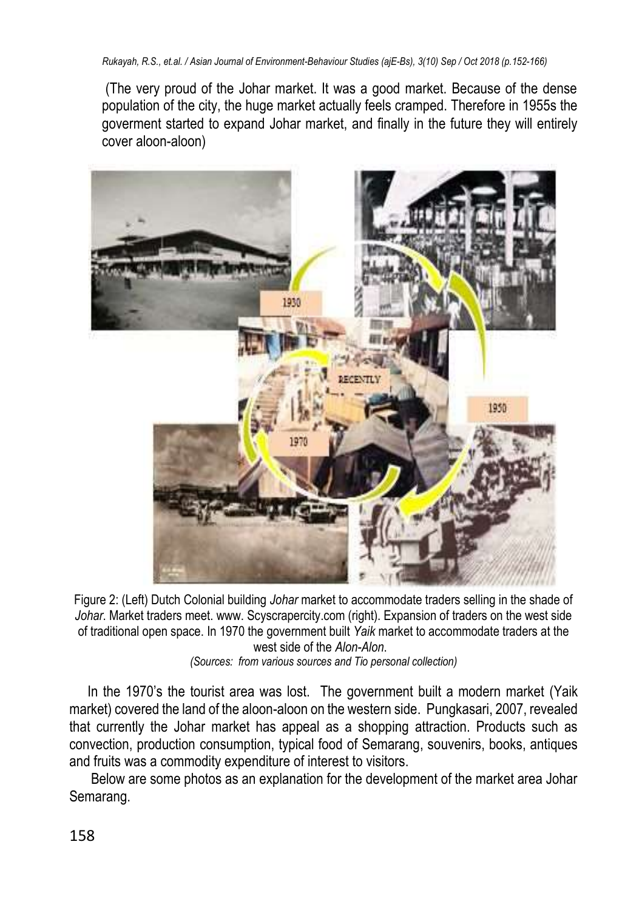(The very proud of the Johar market. It was a good market. Because of the dense population of the city, the huge market actually feels cramped. Therefore in 1955s the goverment started to expand Johar market, and finally in the future they will entirely cover aloon-aloon)

Figure 2: (Left) Dutch Colonial building *Johar* market to accommodate traders selling in the shade of *Johar*. Market traders meet. www. Scyscrapercity.com (right). Expansion of traders on the west side of traditional open space. In 1970 the government built *Yaik* market to accommodate traders at the west side of the *Alon-Alon*.

*(Sources: from various sources and Tio personal collection)*

In the 1970's the tourist area was lost. The government built a modern market (Yaik market) covered the land of the aloon-aloon on the western side. Pungkasari, 2007, revealed that currently the Johar market has appeal as a shopping attraction. Products such as convection, production consumption, typical food of Semarang, souvenirs, books, antiques and fruits was a commodity expenditure of interest to visitors.

Below are some photos as an explanation for the development of the market area Johar Semarang.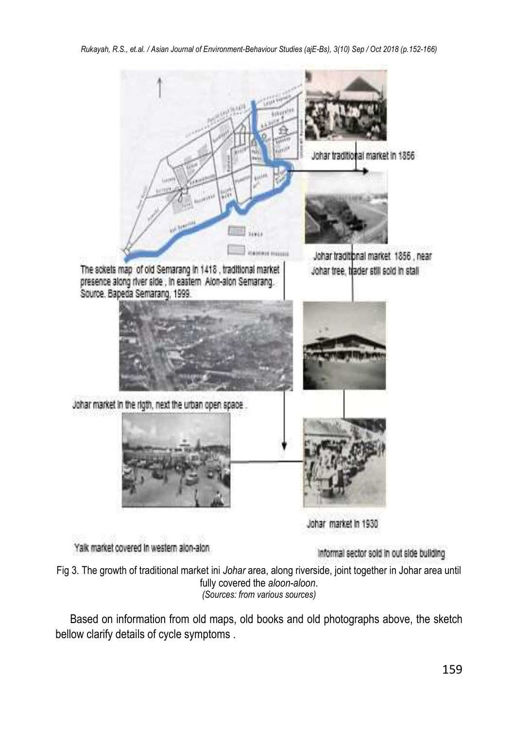Fig 3. The growth of traditional market ini *Johar* area, along riverside, joint together in Johar area until fully covered the *aloon-aloon*.
*(Sources: from various sources)*

Based on information from old maps, old books and old photographs above, the sketch bellow clarify details of cycle symptoms .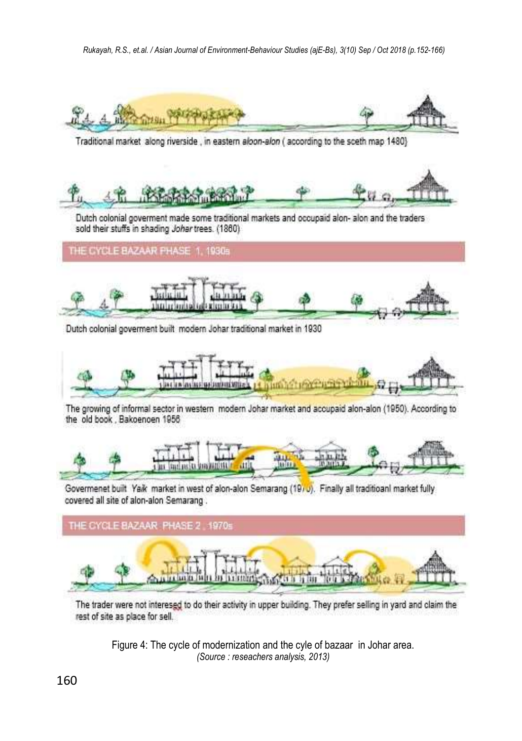Traditional market along riverside , in eastern *aloon-alon* ( according to the sceth map 1480)

Dutch colonial goverment made some traditional markets and occupaid alon- alon and the traders sold their stuffs in shading *Johar* trees. (1860)

THE CYCLE BAZAAR PHASE 1, 1930s

Dutch colonial goverment built modern Johar traditional market in 1930

The growing of informal sector in western modern Johar market and accupaid alon-alon (1950). According to the old book , Bakoenoen 1956

Govermenet built *Yaik* market in west of alon-alon Semarang (1970). Finally all traditioanl market fully covered all site of alon-alon Semarang .

THE CYCLE BAZAAR PHASE 2 , 1970s

The trader were not interesed to do their activity in upper building. They prefer selling in yard and claim the rest of site as place for sell.

Figure 4: The cycle of modernization and the cyle of bazaar in Johar area.
*(Source : reseachers analysis, 2013)*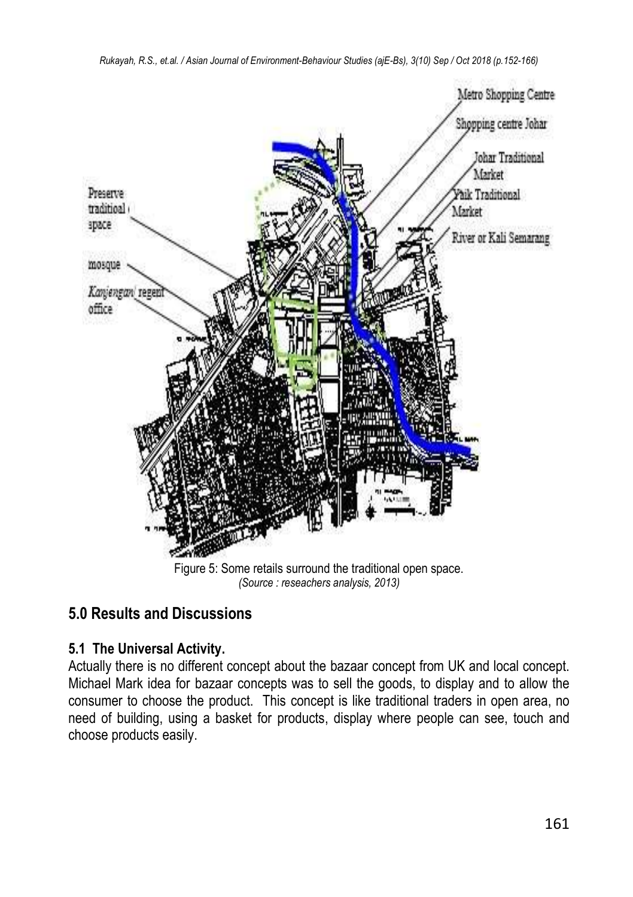Figure 5: Some retails surround the traditional open space.
*(Source : reseachers analysis, 2013)*

## 5.0 Results and Discussions

### 5.1 The Universal Activity.

Actually there is no different concept about the bazaar concept from UK and local concept. Michael Mark idea for bazaar concepts was to sell the goods, to display and to allow the consumer to choose the product. This concept is like traditional traders in open area, no need of building, using a basket for products, display where people can see, touch and choose products easily.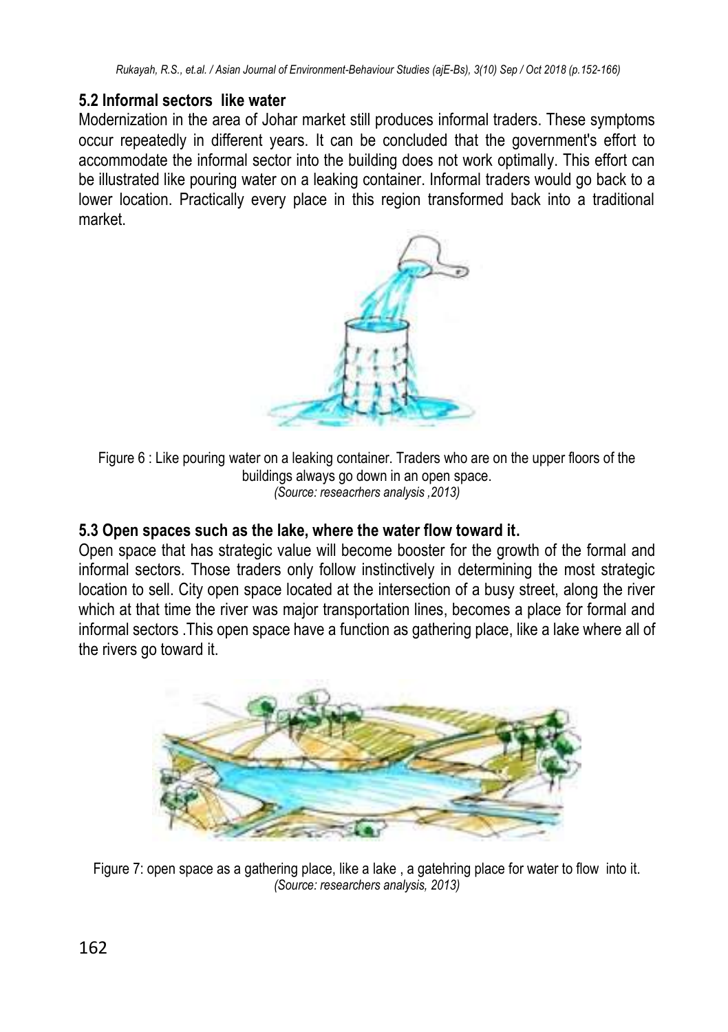### 5.2 Informal sectors like water

Modernization in the area of Johar market still produces informal traders. These symptoms occur repeatedly in different years. It can be concluded that the government's effort to accommodate the informal sector into the building does not work optimally. This effort can be illustrated like pouring water on a leaking container. Informal traders would go back to a lower location. Practically every place in this region transformed back into a traditional market.

Figure 6 : Like pouring water on a leaking container. Traders who are on the upper floors of the buildings always go down in an open space.
*(Source: reseacrhers analysis ,2013)*

### 5.3 Open spaces such as the lake, where the water flow toward it.

Open space that has strategic value will become booster for the growth of the formal and informal sectors. Those traders only follow instinctively in determining the most strategic location to sell. City open space located at the intersection of a busy street, along the river which at that time the river was major transportation lines, becomes a place for formal and informal sectors .This open space have a function as gathering place, like a lake where all of the rivers go toward it.

Figure 7: open space as a gathering place, like a lake , a gatehring place for water to flow into it.
*(Source: researchers analysis, 2013)*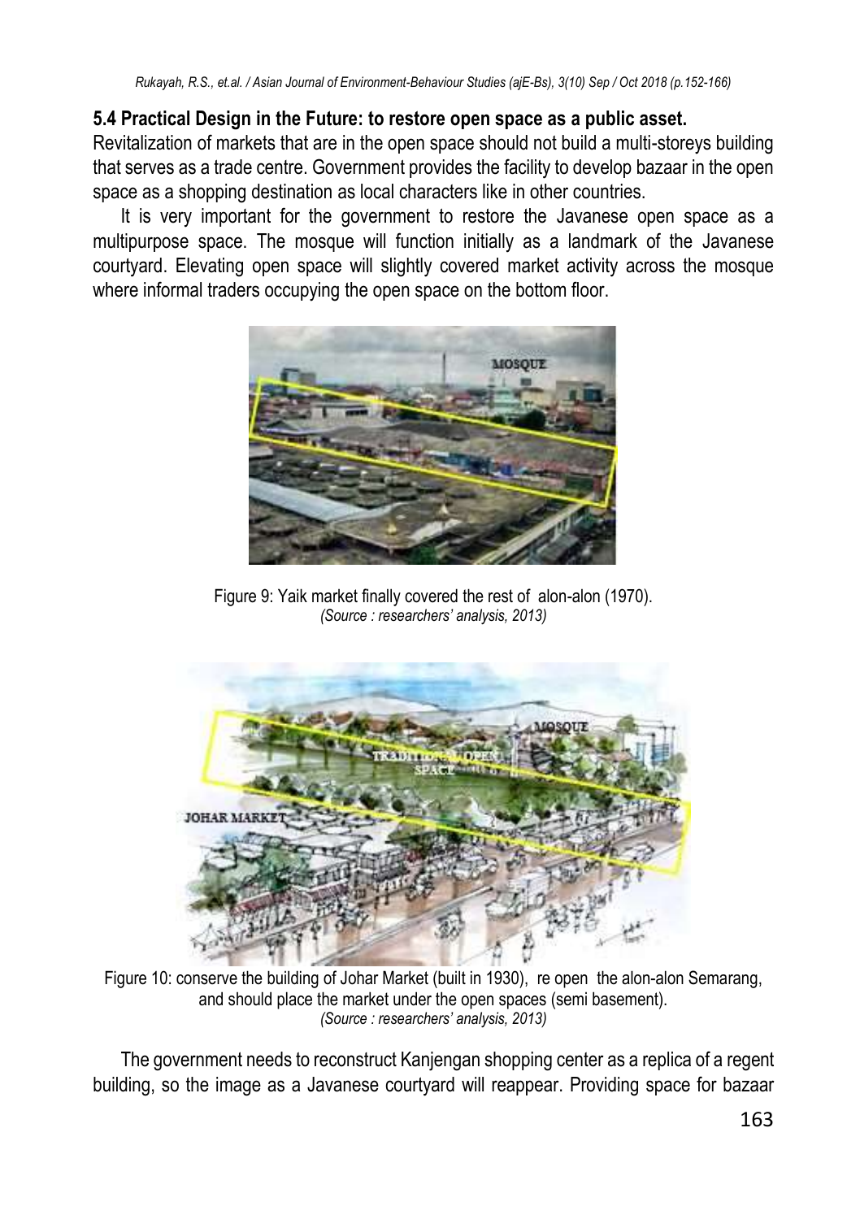### 5.4 Practical Design in the Future: to restore open space as a public asset.

Revitalization of markets that are in the open space should not build a multi-storeys building that serves as a trade centre. Government provides the facility to develop bazaar in the open space as a shopping destination as local characters like in other countries.

It is very important for the government to restore the Javanese open space as a multipurpose space. The mosque will function initially as a landmark of the Javanese courtyard. Elevating open space will slightly covered market activity across the mosque where informal traders occupying the open space on the bottom floor.

Figure 9: Yaik market finally covered the rest of alon-alon (1970).
*(Source : researchers' analysis, 2013)*

Figure 10: conserve the building of Johar Market (built in 1930), re open the alon-alon Semarang, and should place the market under the open spaces (semi basement).
*(Source : researchers' analysis, 2013)*

The government needs to reconstruct Kanjengan shopping center as a replica of a regent building, so the image as a Javanese courtyard will reappear. Providing space for bazaar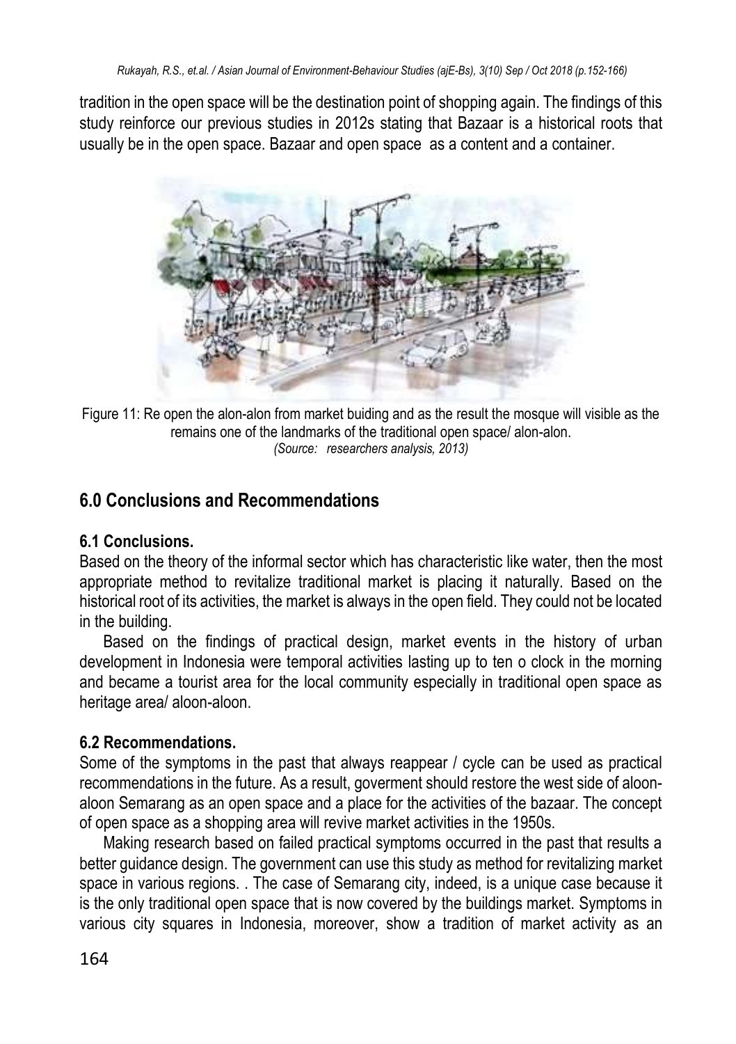tradition in the open space will be the destination point of shopping again. The findings of this study reinforce our previous studies in 2012s stating that Bazaar is a historical roots that usually be in the open space. Bazaar and open space as a content and a container.

Figure 11: Re open the alon-alon from market buiding and as the result the mosque will visible as the remains one of the landmarks of the traditional open space/ alon-alon.
*(Source: researchers analysis, 2013)*

## 6.0 Conclusions and Recommendations

### 6.1 Conclusions.

Based on the theory of the informal sector which has characteristic like water, then the most appropriate method to revitalize traditional market is placing it naturally. Based on the historical root of its activities, the market is always in the open field. They could not be located in the building.

Based on the findings of practical design, market events in the history of urban development in Indonesia were temporal activities lasting up to ten o clock in the morning and became a tourist area for the local community especially in traditional open space as heritage area/ aloon-aloon.

### 6.2 Recommendations.

Some of the symptoms in the past that always reappear / cycle can be used as practical recommendations in the future. As a result, goverment should restore the west side of aloon-aloon Semarang as an open space and a place for the activities of the bazaar. The concept of open space as a shopping area will revive market activities in the 1950s.

Making research based on failed practical symptoms occurred in the past that results a better guidance design. The government can use this study as method for revitalizing market space in various regions. . The case of Semarang city, indeed, is a unique case because it is the only traditional open space that is now covered by the buildings market. Symptoms in various city squares in Indonesia, moreover, show a tradition of market activity as an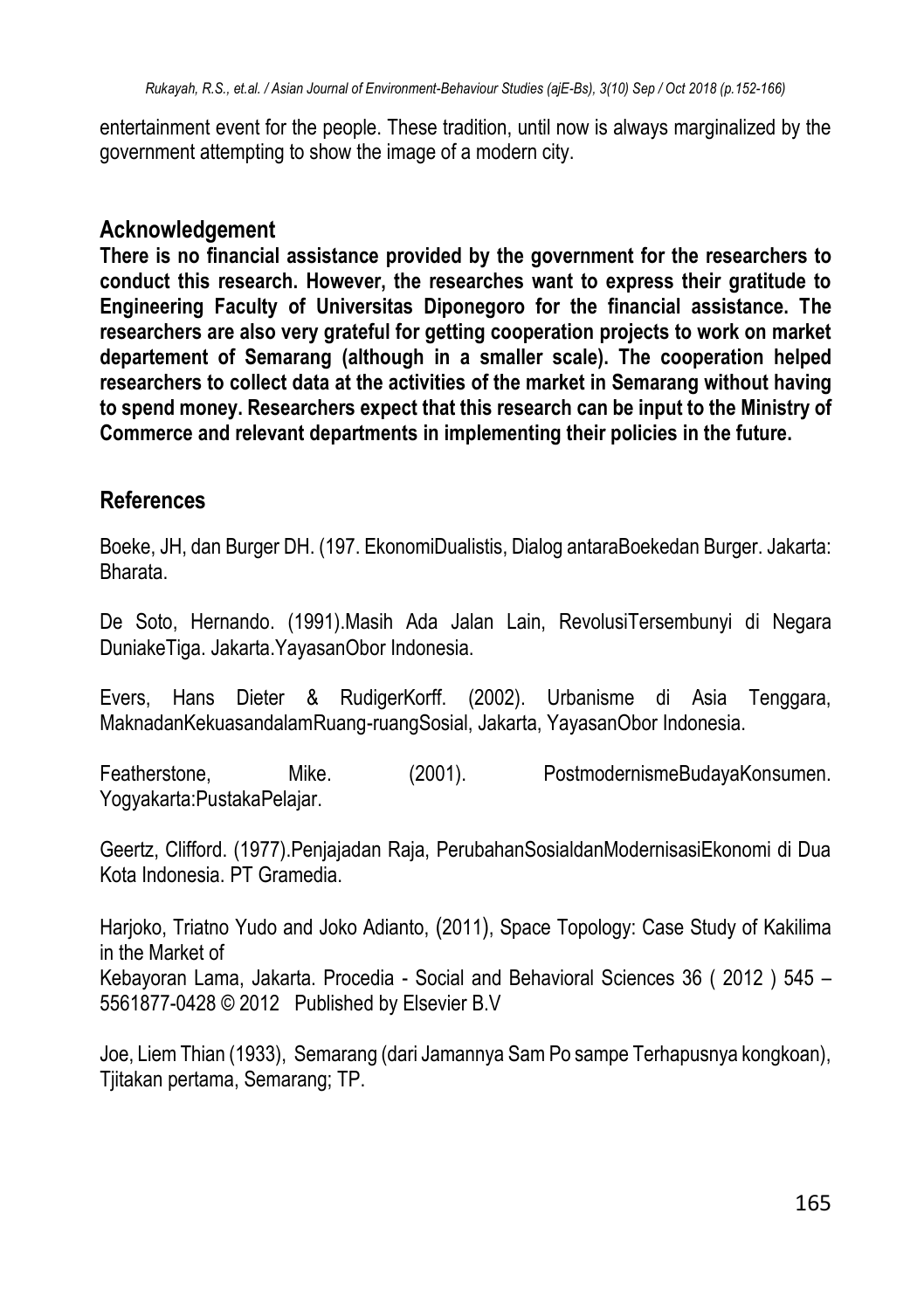entertainment event for the people. These tradition, until now is always marginalized by the government attempting to show the image of a modern city.

## Acknowledgement

**There is no financial assistance provided by the government for the researchers to conduct this research. However, the researches want to express their gratitude to Engineering Faculty of Universitas Diponegoro for the financial assistance. The researchers are also very grateful for getting cooperation projects to work on market departement of Semarang (although in a smaller scale). The cooperation helped researchers to collect data at the activities of the market in Semarang without having to spend money. Researchers expect that this research can be input to the Ministry of Commerce and relevant departments in implementing their policies in the future.**

## References

Boeke, JH, dan Burger DH. (197. EkonomiDualistis, Dialog antaraBoekedan Burger. Jakarta: Bharata.

De Soto, Hernando. (1991).Masih Ada Jalan Lain, RevolusiTersembunyi di Negara DuniakeTiga. Jakarta.YayasanObor Indonesia.

Evers, Hans Dieter & RudigerKorff. (2002). Urbanisme di Asia Tenggara, MaknadanKekuasandalamRuang-ruangSosial, Jakarta, YayasanObor Indonesia.

Featherstone, Mike. (2001). PostmodernismeBudayaKonsumen. Yogyakarta:PustakaPelajar.

Geertz, Clifford. (1977).Penjajadan Raja, PerubahanSosialdanModernisasiEkonomi di Dua Kota Indonesia. PT Gramedia.

Harjoko, Triatno Yudo and Joko Adianto, (2011), Space Topology: Case Study of Kakilima in the Market of
Kebayoran Lama, Jakarta. Procedia - Social and Behavioral Sciences 36 ( 2012 ) 545 – 5561877-0428 © 2012 Published by Elsevier B.V

Joe, Liem Thian (1933), Semarang (dari Jamannya Sam Po sampe Terhapusnya kongkoan), Tjitakan pertama, Semarang; TP.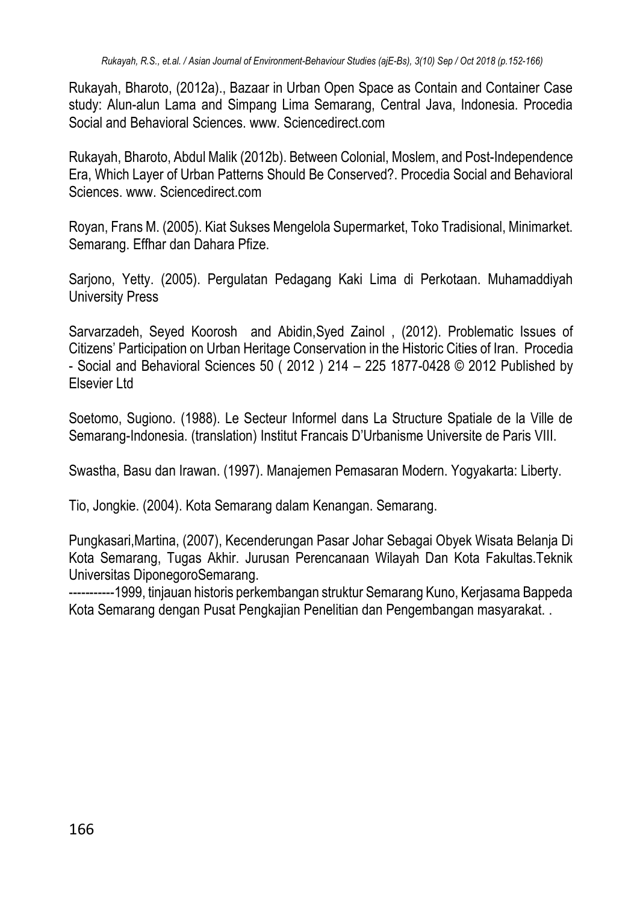Rukayah, Bharoto, (2012a)., Bazaar in Urban Open Space as Contain and Container Case study: Alun-alun Lama and Simpang Lima Semarang, Central Java, Indonesia. Procedia Social and Behavioral Sciences. www. Sciencedirect.com

Rukayah, Bharoto, Abdul Malik (2012b). Between Colonial, Moslem, and Post-Independence Era, Which Layer of Urban Patterns Should Be Conserved?. Procedia Social and Behavioral Sciences. www. Sciencedirect.com

Royan, Frans M. (2005). Kiat Sukses Mengelola Supermarket, Toko Tradisional, Minimarket. Semarang. Effhar dan Dahara Pfize.

Sarjono, Yetty. (2005). Pergulatan Pedagang Kaki Lima di Perkotaan. Muhamaddiyah University Press

Sarvarzadeh, Seyed Koorosh and Abidin,Syed Zainol , (2012). Problematic Issues of Citizens' Participation on Urban Heritage Conservation in the Historic Cities of Iran. Procedia - Social and Behavioral Sciences 50 ( 2012 ) 214 – 225 1877-0428 © 2012 Published by Elsevier Ltd

Soetomo, Sugiono. (1988). Le Secteur Informel dans La Structure Spatiale de la Ville de Semarang-Indonesia. (translation) Institut Francais D'Urbanisme Universite de Paris VIII.

Swastha, Basu dan Irawan. (1997). Manajemen Pemasaran Modern. Yogyakarta: Liberty.

Tio, Jongkie. (2004). Kota Semarang dalam Kenangan. Semarang.

Pungkasari,Martina, (2007), Kecenderungan Pasar Johar Sebagai Obyek Wisata Belanja Di Kota Semarang, Tugas Akhir. Jurusan Perencanaan Wilayah Dan Kota Fakultas.Teknik Universitas DiponegoroSemarang.

----------1999, tinjauan historis perkembangan struktur Semarang Kuno, Kerjasama Bappeda Kota Semarang dengan Pusat Pengkajian Penelitian dan Pengembangan masyarakat. .